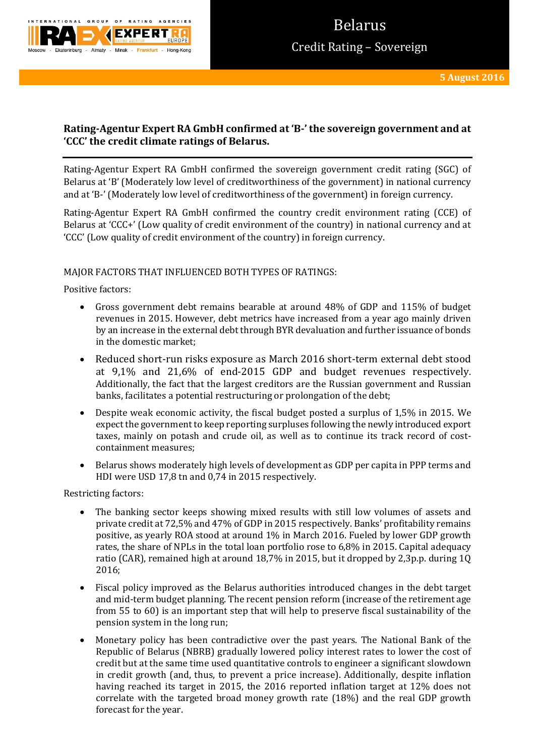# Belarus

## Credit Rating – Sovereign

**5 August 2016**

**Rating-Agentur Expert RA GmbH confirmed at 'B-' the sovereign government and at 'CCC' the credit climate ratings of Belarus.**

Rating-Agentur Expert RA GmbH confirmed the sovereign government credit rating (SGC) of Belarus at 'B' (Moderately low level of creditworthiness of the government) in national currency and at 'B-' (Moderately low level of creditworthiness of the government) in foreign currency.

Rating-Agentur Expert RA GmbH confirmed the country credit environment rating (CCE) of Belarus at 'CCC+' (Low quality of credit environment of the country) in national currency and at 'CCC' (Low quality of credit environment of the country) in foreign currency.

MAJOR FACTORS THAT INFLUENCED BOTH TYPES OF RATINGS:

Positive factors:

- Gross government debt remains bearable at around 48% of GDP and 115% of budget revenues in 2015. However, debt metrics have increased from a year ago mainly driven by an increase in the external debt through BYR devaluation and further issuance of bonds in the domestic market;
- Reduced short-run risks exposure as March 2016 short-term external debt stood at 9,1% and 21,6% of end-2015 GDP and budget revenues respectively. Additionally, the fact that the largest creditors are the Russian government and Russian banks, facilitates a potential restructuring or prolongation of the debt;
- Despite weak economic activity, the fiscal budget posted a surplus of 1,5% in 2015. We expect the government to keep reporting surpluses following the newly introduced export taxes, mainly on potash and crude oil, as well as to continue its track record of cost-containment measures;
- Belarus shows moderately high levels of development as GDP per capita in PPP terms and HDI were USD 17,8 tn and 0,74 in 2015 respectively.

Restricting factors:

- The banking sector keeps showing mixed results with still low volumes of assets and private credit at 72,5% and 47% of GDP in 2015 respectively. Banks' profitability remains positive, as yearly ROA stood at around 1% in March 2016. Fueled by lower GDP growth rates, the share of NPLs in the total loan portfolio rose to 6,8% in 2015. Capital adequacy ratio (CAR), remained high at around 18,7% in 2015, but it dropped by 2,3p.p. during 1Q 2016;
- Fiscal policy improved as the Belarus authorities introduced changes in the debt target and mid-term budget planning. The recent pension reform (increase of the retirement age from 55 to 60) is an important step that will help to preserve fiscal sustainability of the pension system in the long run;
- Monetary policy has been contradictive over the past years. The National Bank of the Republic of Belarus (NBRB) gradually lowered policy interest rates to lower the cost of credit but at the same time used quantitative controls to engineer a significant slowdown in credit growth (and, thus, to prevent a price increase). Additionally, despite inflation having reached its target in 2015, the 2016 reported inflation target at 12% does not correlate with the targeted broad money growth rate (18%) and the real GDP growth forecast for the year.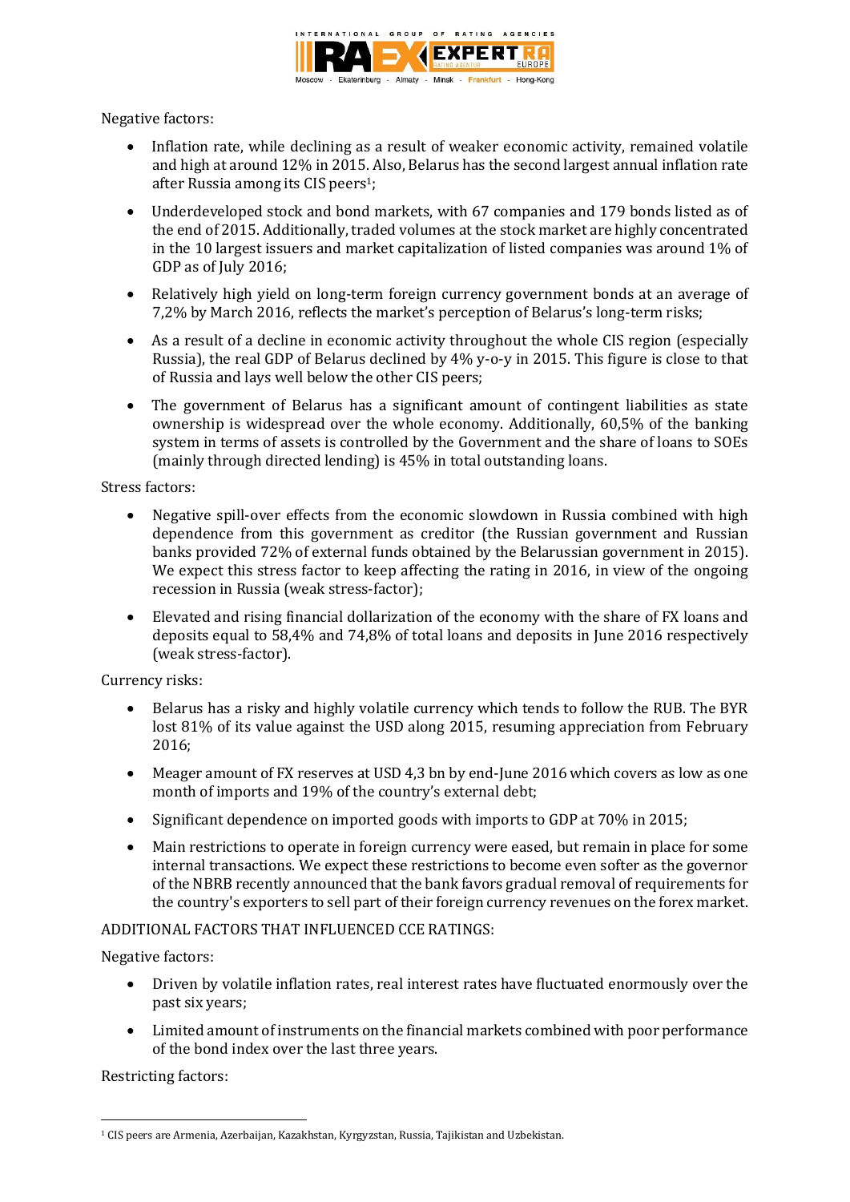Negative factors:

- Inflation rate, while declining as a result of weaker economic activity, remained volatile and high at around 12% in 2015. Also, Belarus has the second largest annual inflation rate after Russia among its CIS peers[1];
- Underdeveloped stock and bond markets, with 67 companies and 179 bonds listed as of the end of 2015. Additionally, traded volumes at the stock market are highly concentrated in the 10 largest issuers and market capitalization of listed companies was around 1% of GDP as of July 2016;
- Relatively high yield on long-term foreign currency government bonds at an average of 7,2% by March 2016, reflects the market's perception of Belarus's long-term risks;
- As a result of a decline in economic activity throughout the whole CIS region (especially Russia), the real GDP of Belarus declined by 4% y-o-y in 2015. This figure is close to that of Russia and lays well below the other CIS peers;
- The government of Belarus has a significant amount of contingent liabilities as state ownership is widespread over the whole economy. Additionally, 60,5% of the banking system in terms of assets is controlled by the Government and the share of loans to SOEs (mainly through directed lending) is 45% in total outstanding loans.

Stress factors:

- Negative spill-over effects from the economic slowdown in Russia combined with high dependence from this government as creditor (the Russian government and Russian banks provided 72% of external funds obtained by the Belarussian government in 2015). We expect this stress factor to keep affecting the rating in 2016, in view of the ongoing recession in Russia (weak stress-factor);
- Elevated and rising financial dollarization of the economy with the share of FX loans and deposits equal to 58,4% and 74,8% of total loans and deposits in June 2016 respectively (weak stress-factor).

Currency risks:

- Belarus has a risky and highly volatile currency which tends to follow the RUB. The BYR lost 81% of its value against the USD along 2015, resuming appreciation from February 2016;
- Meager amount of FX reserves at USD 4,3 bn by end-June 2016 which covers as low as one month of imports and 19% of the country's external debt;
- Significant dependence on imported goods with imports to GDP at 70% in 2015;
- Main restrictions to operate in foreign currency were eased, but remain in place for some internal transactions. We expect these restrictions to become even softer as the governor of the NBRB recently announced that the bank favors gradual removal of requirements for the country's exporters to sell part of their foreign currency revenues on the forex market.

ADDITIONAL FACTORS THAT INFLUENCED CCE RATINGS:

Negative factors:

- Driven by volatile inflation rates, real interest rates have fluctuated enormously over the past six years;
- Limited amount of instruments on the financial markets combined with poor performance of the bond index over the last three years.

Restricting factors:

[1] CIS peers are Armenia, Azerbaijan, Kazakhstan, Kyrgyzstan, Russia, Tajikistan and Uzbekistan.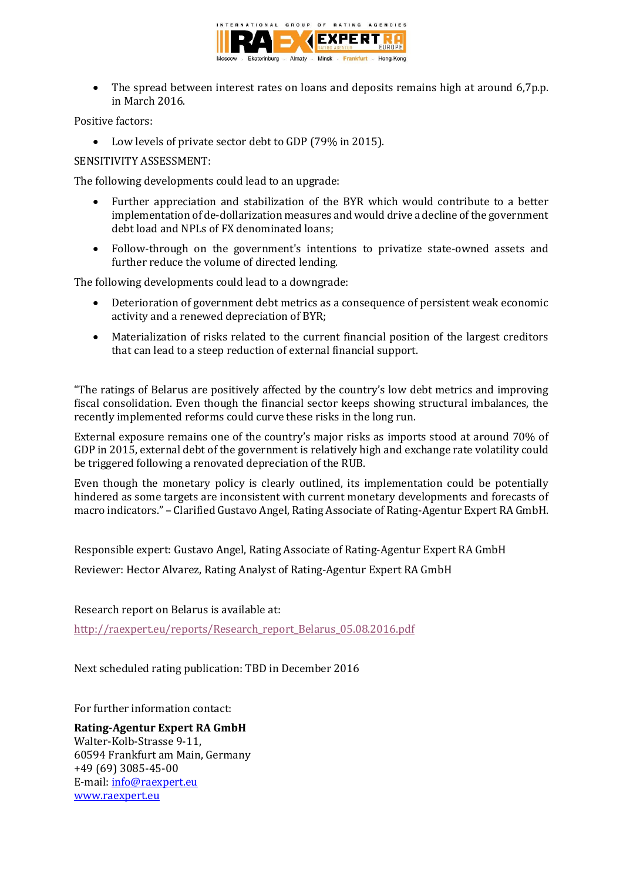- The spread between interest rates on loans and deposits remains high at around 6,7p.p. in March 2016.

Positive factors:

- Low levels of private sector debt to GDP (79% in 2015).

SENSITIVITY ASSESSMENT:

The following developments could lead to an upgrade:

- Further appreciation and stabilization of the BYR which would contribute to a better implementation of de-dollarization measures and would drive a decline of the government debt load and NPLs of FX denominated loans;
- Follow-through on the government's intentions to privatize state-owned assets and further reduce the volume of directed lending.

The following developments could lead to a downgrade:

- Deterioration of government debt metrics as a consequence of persistent weak economic activity and a renewed depreciation of BYR;
- Materialization of risks related to the current financial position of the largest creditors that can lead to a steep reduction of external financial support.

"The ratings of Belarus are positively affected by the country's low debt metrics and improving fiscal consolidation. Even though the financial sector keeps showing structural imbalances, the recently implemented reforms could curve these risks in the long run.

External exposure remains one of the country's major risks as imports stood at around 70% of GDP in 2015, external debt of the government is relatively high and exchange rate volatility could be triggered following a renovated depreciation of the RUB.

Even though the monetary policy is clearly outlined, its implementation could be potentially hindered as some targets are inconsistent with current monetary developments and forecasts of macro indicators." – Clarified Gustavo Angel, Rating Associate of Rating-Agentur Expert RA GmbH.

Responsible expert: Gustavo Angel, Rating Associate of Rating-Agentur Expert RA GmbH

Reviewer: Hector Alvarez, Rating Analyst of Rating-Agentur Expert RA GmbH

Research report on Belarus is available at:

http://raexpert.eu/reports/Research_report_Belarus_05.08.2016.pdf

Next scheduled rating publication: TBD in December 2016

For further information contact:

**Rating-Agentur Expert RA GmbH**
Walter-Kolb-Strasse 9-11,
60594 Frankfurt am Main, Germany
+49 (69) 3085-45-00
E-mail: info@raexpert.eu
www.raexpert.eu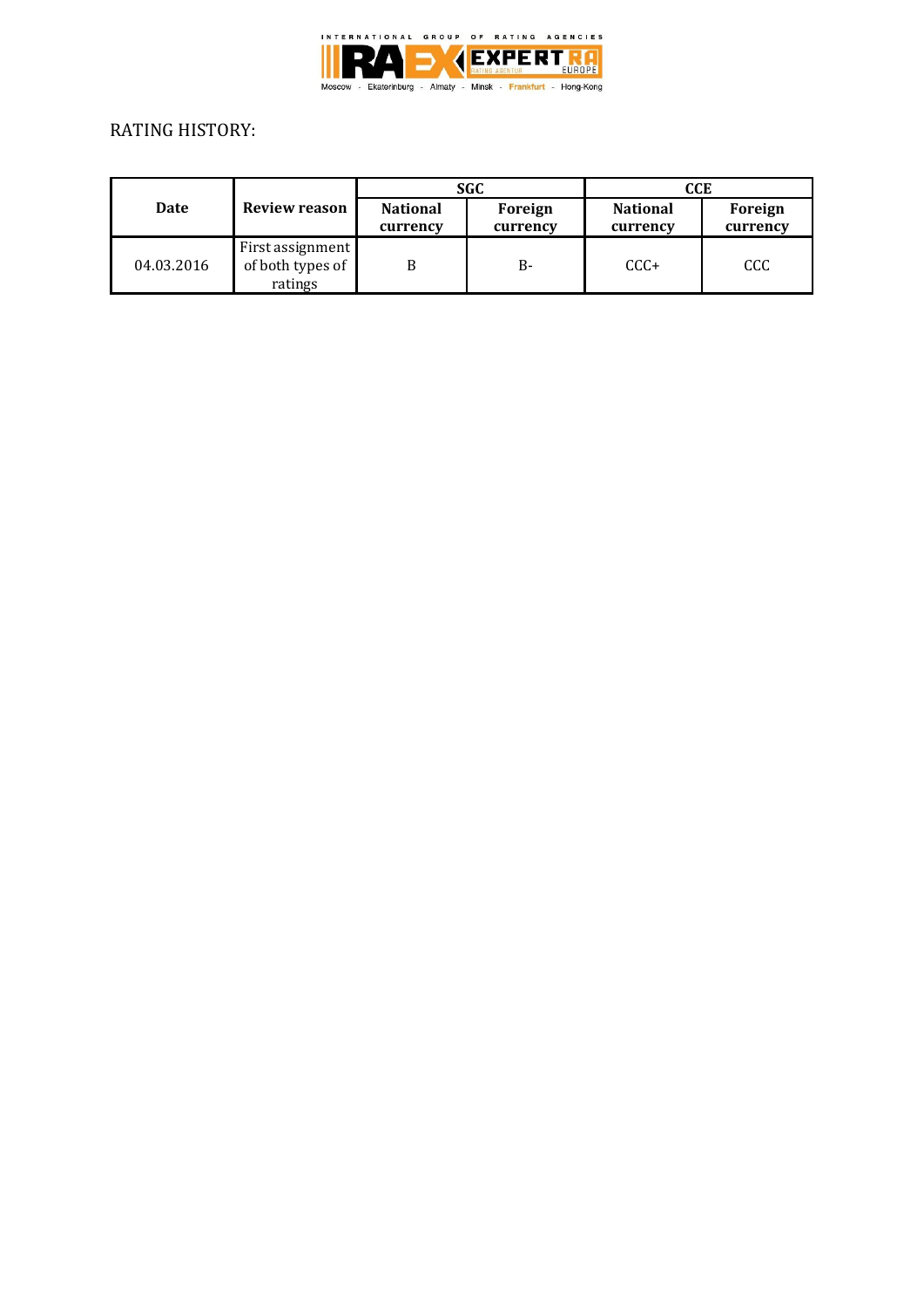RATING HISTORY:

| Date | Review reason | SGC | | CCE | |
|---|---|---|---|---|---|
| | | National currency | Foreign currency | National currency | Foreign currency |
| 04.03.2016 | First assignment of both types of ratings | B | B- | CCC+ | CCC |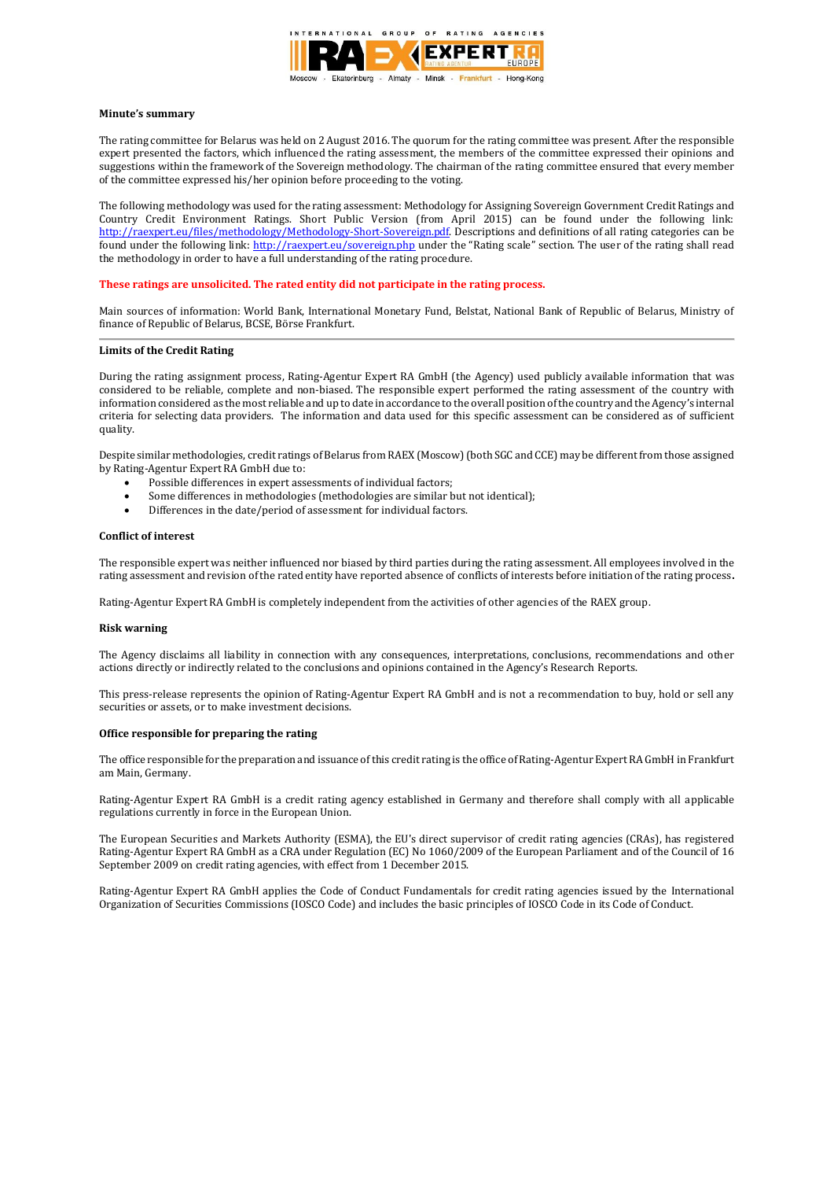**Minute's summary**

The rating committee for Belarus was held on 2 August 2016. The quorum for the rating committee was present. After the responsible expert presented the factors, which influenced the rating assessment, the members of the committee expressed their opinions and suggestions within the framework of the Sovereign methodology. The chairman of the rating committee ensured that every member of the committee expressed his/her opinion before proceeding to the voting.

The following methodology was used for the rating assessment: Methodology for Assigning Sovereign Government Credit Ratings and Country Credit Environment Ratings. Short Public Version (from April 2015) can be found under the following link: [http://raexpert.eu/files/methodology/Methodology-Short-Sovereign.pdf](http://raexpert.eu/files/methodology/Methodology-Short-Sovereign.pdf). Descriptions and definitions of all rating categories can be found under the following link: [http://raexpert.eu/sovereign.php](http://raexpert.eu/sovereign.php) under the "Rating scale" section. The user of the rating shall read the methodology in order to have a full understanding of the rating procedure.

**These ratings are unsolicited. The rated entity did not participate in the rating process.**

Main sources of information: World Bank, International Monetary Fund, Belstat, National Bank of Republic of Belarus, Ministry of finance of Republic of Belarus, BCSE, Börse Frankfurt.

---

**Limits of the Credit Rating**

During the rating assignment process, Rating-Agentur Expert RA GmbH (the Agency) used publicly available information that was considered to be reliable, complete and non-biased. The responsible expert performed the rating assessment of the country with information considered as the most reliable and up to date in accordance to the overall position of the country and the Agency's internal criteria for selecting data providers. The information and data used for this specific assessment can be considered as of sufficient quality.

Despite similar methodologies, credit ratings of Belarus from RAEX (Moscow) (both SGC and CCE) may be different from those assigned by Rating-Agentur Expert RA GmbH due to:

- Possible differences in expert assessments of individual factors;
- Some differences in methodologies (methodologies are similar but not identical);
- Differences in the date/period of assessment for individual factors.

**Conflict of interest**

The responsible expert was neither influenced nor biased by third parties during the rating assessment. All employees involved in the rating assessment and revision of the rated entity have reported absence of conflicts of interests before initiation of the rating process.

Rating-Agentur Expert RA GmbH is completely independent from the activities of other agencies of the RAEX group.

**Risk warning**

The Agency disclaims all liability in connection with any consequences, interpretations, conclusions, recommendations and other actions directly or indirectly related to the conclusions and opinions contained in the Agency's Research Reports.

This press-release represents the opinion of Rating-Agentur Expert RA GmbH and is not a recommendation to buy, hold or sell any securities or assets, or to make investment decisions.

**Office responsible for preparing the rating**

The office responsible for the preparation and issuance of this credit rating is the office of Rating-Agentur Expert RA GmbH in Frankfurt am Main, Germany.

Rating-Agentur Expert RA GmbH is a credit rating agency established in Germany and therefore shall comply with all applicable regulations currently in force in the European Union.

The European Securities and Markets Authority (ESMA), the EU's direct supervisor of credit rating agencies (CRAs), has registered Rating-Agentur Expert RA GmbH as a CRA under Regulation (EC) No 1060/2009 of the European Parliament and of the Council of 16 September 2009 on credit rating agencies, with effect from 1 December 2015.

Rating-Agentur Expert RA GmbH applies the Code of Conduct Fundamentals for credit rating agencies issued by the International Organization of Securities Commissions (IOSCO Code) and includes the basic principles of IOSCO Code in its Code of Conduct.